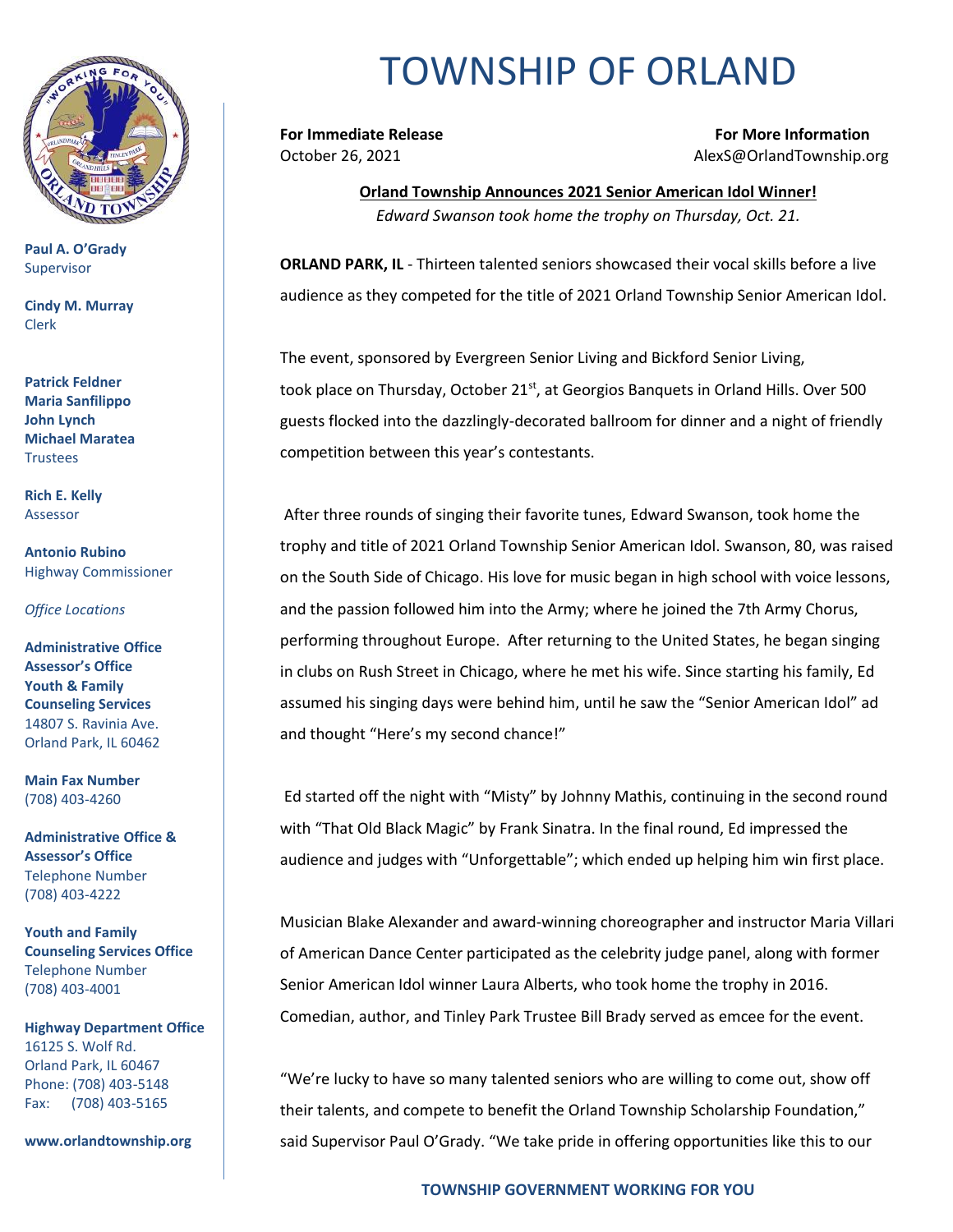# TOWNSHIP OF ORLAND

**Paul A. O'Grady**
Supervisor

**Cindy M. Murray**
Clerk

**Patrick Feldner**
**Maria Sanfilippo**
**John Lynch**
**Michael Maratea**
Trustees

**Rich E. Kelly**
Assessor

**Antonio Rubino**
Highway Commissioner

*Office Locations*

**Administrative Office**
**Assessor's Office**
**Youth & Family Counseling Services**
14807 S. Ravinia Ave.
Orland Park, IL 60462

**Main Fax Number**
(708) 403-4260

**Administrative Office & Assessor's Office**
Telephone Number
(708) 403-4222

**Youth and Family Counseling Services Office**
Telephone Number
(708) 403-4001

**Highway Department Office**
16125 S. Wolf Rd.
Orland Park, IL 60467
Phone: (708) 403-5148
Fax: (708) 403-5165

**www.orlandtownship.org**

**For Immediate Release**
October 26, 2021

**For More Information**
AlexS@OrlandTownship.org

**Orland Township Announces 2021 Senior American Idol Winner!**

*Edward Swanson took home the trophy on Thursday, Oct. 21.*

**ORLAND PARK, IL** - Thirteen talented seniors showcased their vocal skills before a live audience as they competed for the title of 2021 Orland Township Senior American Idol.

The event, sponsored by Evergreen Senior Living and Bickford Senior Living, took place on Thursday, October 21st, at Georgios Banquets in Orland Hills. Over 500 guests flocked into the dazzlingly-decorated ballroom for dinner and a night of friendly competition between this year's contestants.

After three rounds of singing their favorite tunes, Edward Swanson, took home the trophy and title of 2021 Orland Township Senior American Idol. Swanson, 80, was raised on the South Side of Chicago. His love for music began in high school with voice lessons, and the passion followed him into the Army; where he joined the 7th Army Chorus, performing throughout Europe. After returning to the United States, he began singing in clubs on Rush Street in Chicago, where he met his wife. Since starting his family, Ed assumed his singing days were behind him, until he saw the "Senior American Idol" ad and thought "Here's my second chance!"

Ed started off the night with "Misty" by Johnny Mathis, continuing in the second round with "That Old Black Magic" by Frank Sinatra. In the final round, Ed impressed the audience and judges with "Unforgettable"; which ended up helping him win first place.

Musician Blake Alexander and award-winning choreographer and instructor Maria Villari of American Dance Center participated as the celebrity judge panel, along with former Senior American Idol winner Laura Alberts, who took home the trophy in 2016. Comedian, author, and Tinley Park Trustee Bill Brady served as emcee for the event.

"We're lucky to have so many talented seniors who are willing to come out, show off their talents, and compete to benefit the Orland Township Scholarship Foundation," said Supervisor Paul O'Grady. "We take pride in offering opportunities like this to our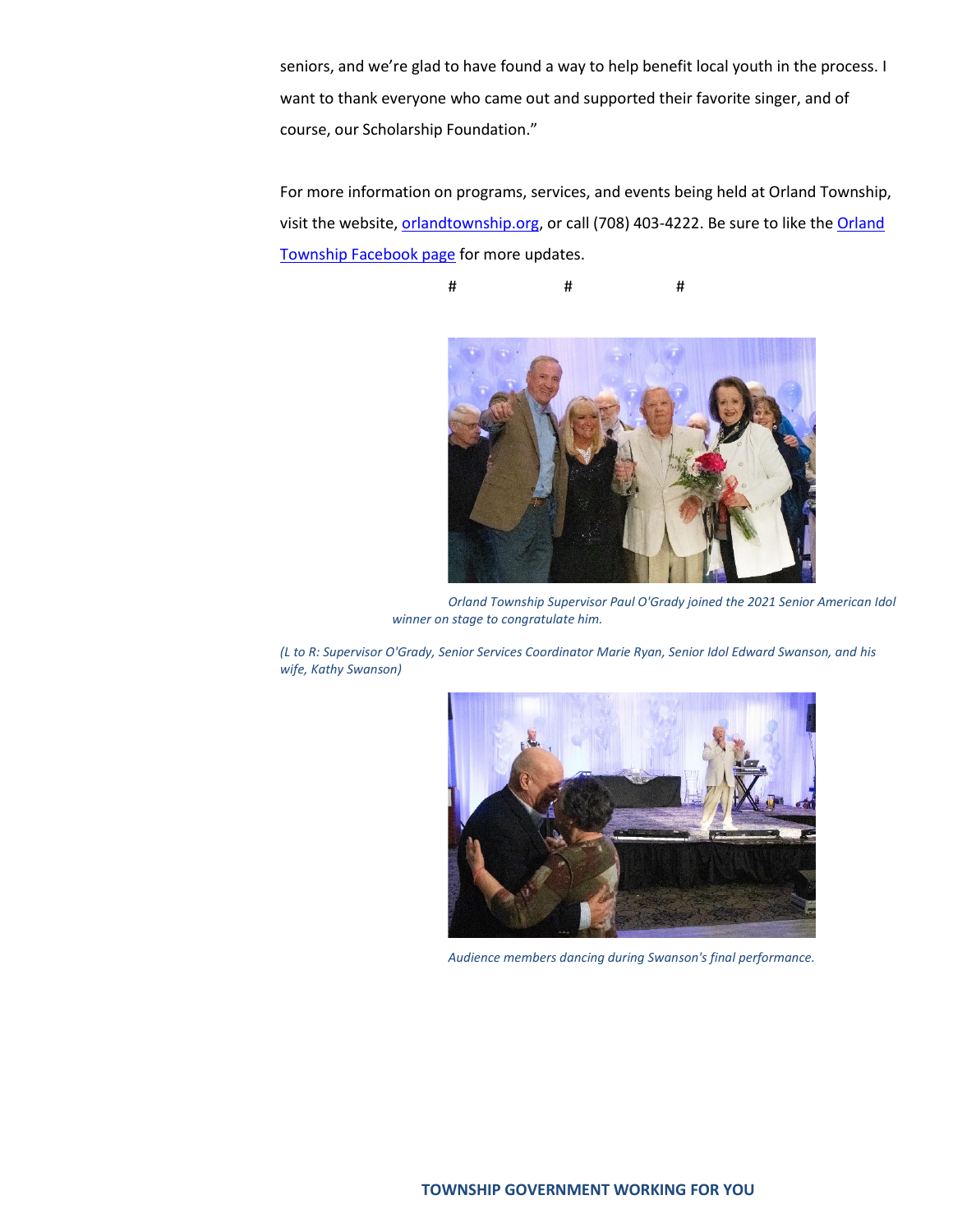seniors, and we're glad to have found a way to help benefit local youth in the process. I want to thank everyone who came out and supported their favorite singer, and of course, our Scholarship Foundation."

For more information on programs, services, and events being held at Orland Township, visit the website, orlandtownship.org, or call (708) 403-4222. Be sure to like the Orland Township Facebook page for more updates.

#     #     #

*Orland Township Supervisor Paul O'Grady joined the 2021 Senior American Idol winner on stage to congratulate him.*

*(L to R: Supervisor O'Grady, Senior Services Coordinator Marie Ryan, Senior Idol Edward Swanson, and his wife, Kathy Swanson)*

*Audience members dancing during Swanson's final performance.*

**TOWNSHIP GOVERNMENT WORKING FOR YOU**